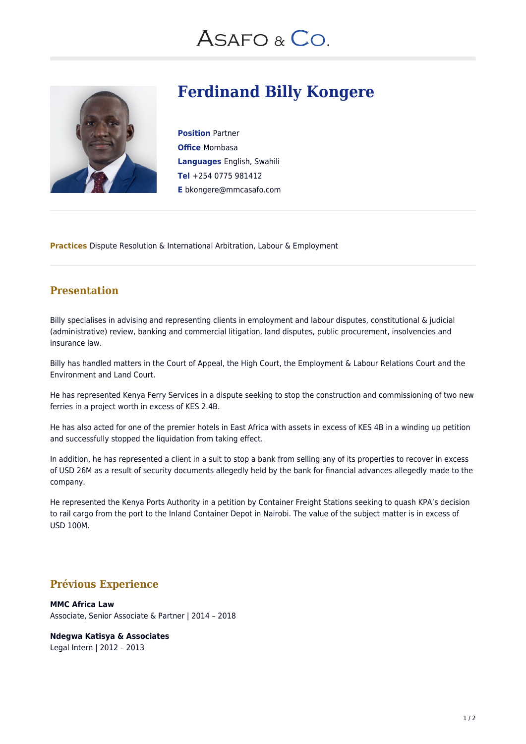ASAFO & CO.

# Ferdinand Billy Kongere

**Position** Partner
**Office** Mombasa
**Languages** English, Swahili
**Tel** +254 0775 981412
**E** bkongere@mmcasafo.com

**Practices** Dispute Resolution & International Arbitration, Labour & Employment

## Presentation

Billy specialises in advising and representing clients in employment and labour disputes, constitutional & judicial (administrative) review, banking and commercial litigation, land disputes, public procurement, insolvencies and insurance law.

Billy has handled matters in the Court of Appeal, the High Court, the Employment & Labour Relations Court and the Environment and Land Court.

He has represented Kenya Ferry Services in a dispute seeking to stop the construction and commissioning of two new ferries in a project worth in excess of KES 2.4B.

He has also acted for one of the premier hotels in East Africa with assets in excess of KES 4B in a winding up petition and successfully stopped the liquidation from taking effect.

In addition, he has represented a client in a suit to stop a bank from selling any of its properties to recover in excess of USD 26M as a result of security documents allegedly held by the bank for financial advances allegedly made to the company.

He represented the Kenya Ports Authority in a petition by Container Freight Stations seeking to quash KPA's decision to rail cargo from the port to the Inland Container Depot in Nairobi. The value of the subject matter is in excess of USD 100M.

## Prévious Experience

**MMC Africa Law**
Associate, Senior Associate & Partner | 2014 – 2018

**Ndegwa Katisya & Associates**
Legal Intern | 2012 – 2013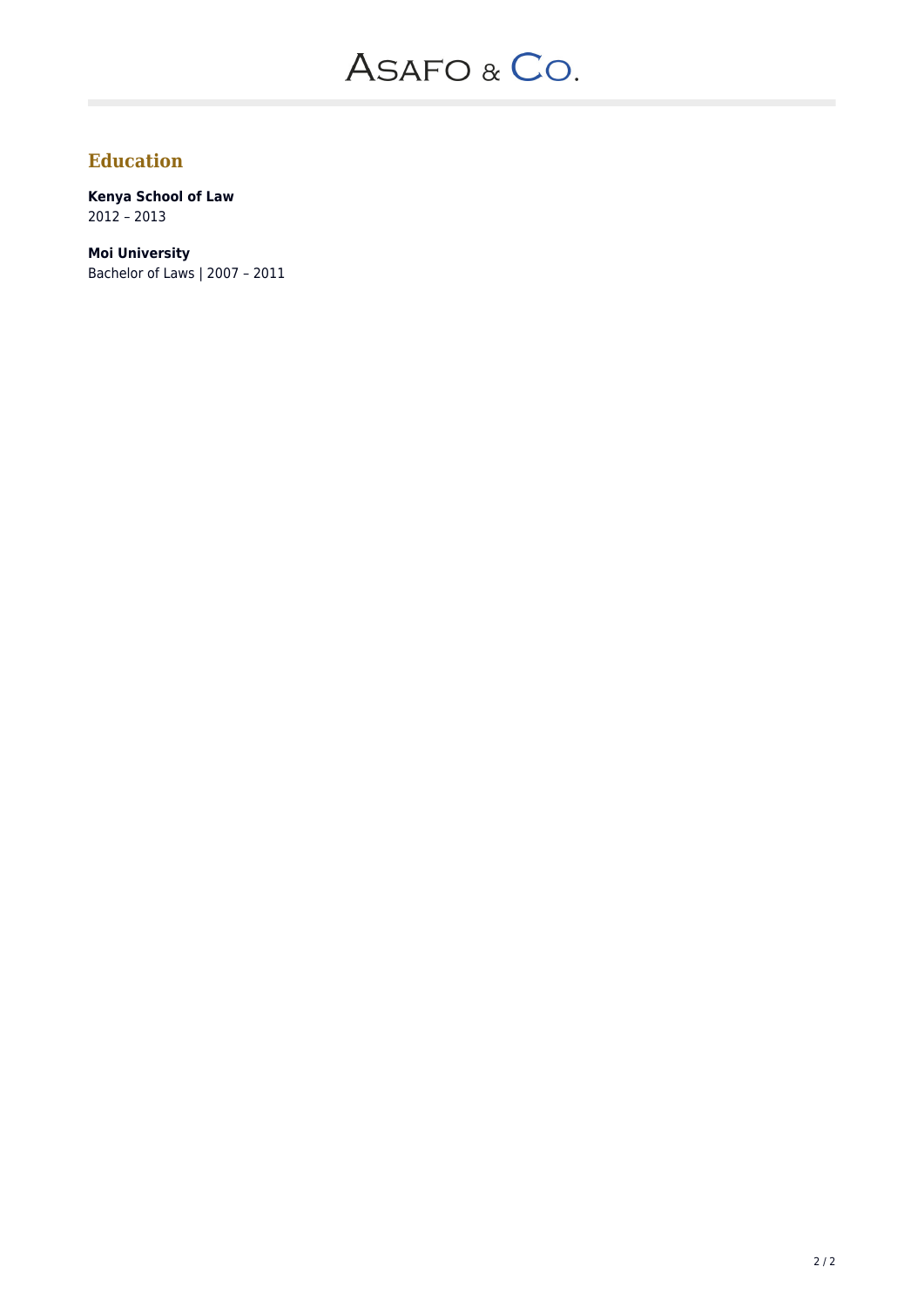## Education

**Kenya School of Law**
2012 – 2013

**Moi University**
Bachelor of Laws | 2007 – 2011